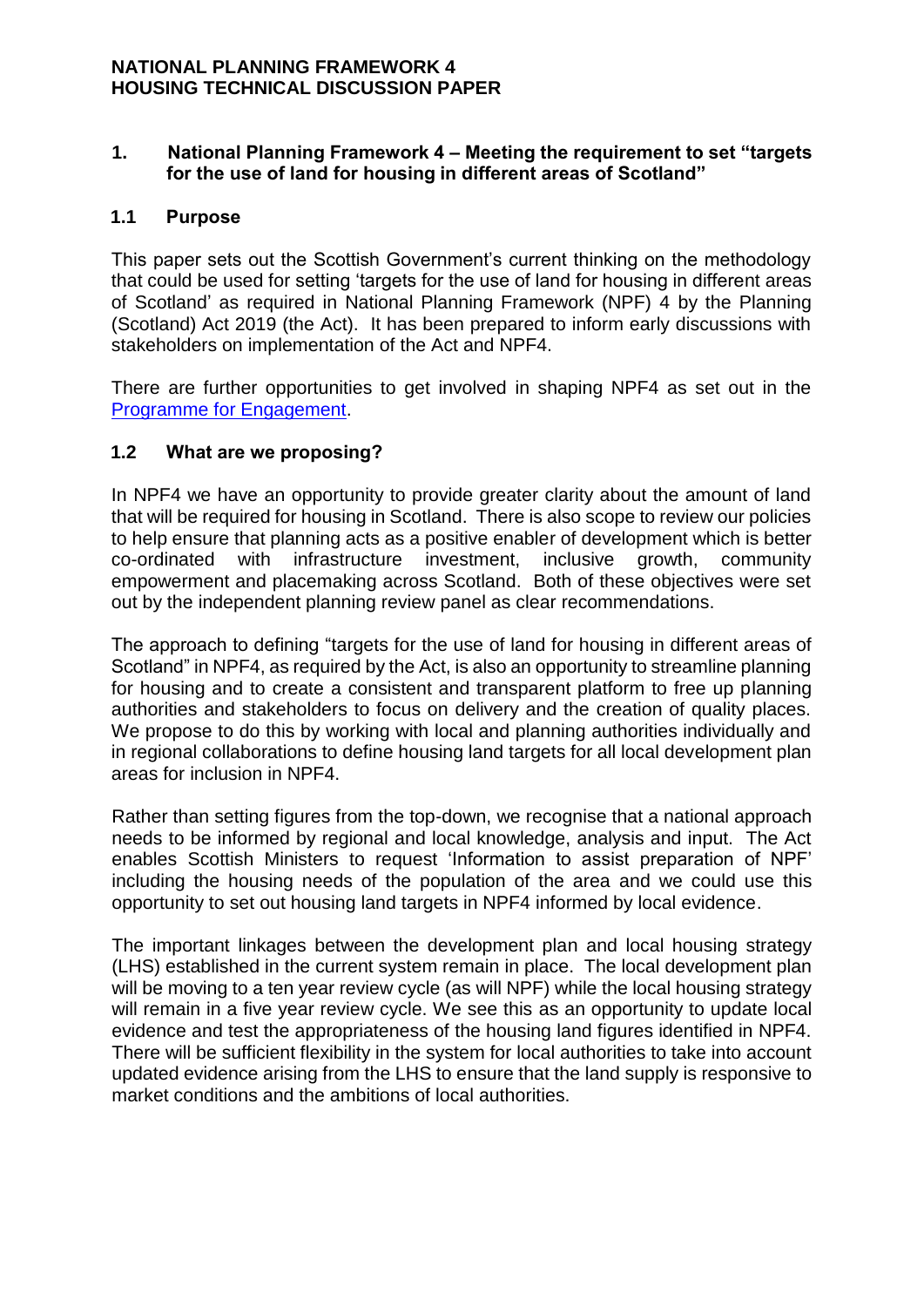# NATIONAL PLANNING FRAMEWORK 4
# HOUSING TECHNICAL DISCUSSION PAPER

## 1. National Planning Framework 4 – Meeting the requirement to set "targets for the use of land for housing in different areas of Scotland"

### 1.1 Purpose

This paper sets out the Scottish Government's current thinking on the methodology that could be used for setting 'targets for the use of land for housing in different areas of Scotland' as required in National Planning Framework (NPF) 4 by the Planning (Scotland) Act 2019 (the Act). It has been prepared to inform early discussions with stakeholders on implementation of the Act and NPF4.

There are further opportunities to get involved in shaping NPF4 as set out in the Programme for Engagement.

### 1.2 What are we proposing?

In NPF4 we have an opportunity to provide greater clarity about the amount of land that will be required for housing in Scotland. There is also scope to review our policies to help ensure that planning acts as a positive enabler of development which is better co-ordinated with infrastructure investment, inclusive growth, community empowerment and placemaking across Scotland. Both of these objectives were set out by the independent planning review panel as clear recommendations.

The approach to defining "targets for the use of land for housing in different areas of Scotland" in NPF4, as required by the Act, is also an opportunity to streamline planning for housing and to create a consistent and transparent platform to free up planning authorities and stakeholders to focus on delivery and the creation of quality places. We propose to do this by working with local and planning authorities individually and in regional collaborations to define housing land targets for all local development plan areas for inclusion in NPF4.

Rather than setting figures from the top-down, we recognise that a national approach needs to be informed by regional and local knowledge, analysis and input. The Act enables Scottish Ministers to request 'Information to assist preparation of NPF' including the housing needs of the population of the area and we could use this opportunity to set out housing land targets in NPF4 informed by local evidence.

The important linkages between the development plan and local housing strategy (LHS) established in the current system remain in place. The local development plan will be moving to a ten year review cycle (as will NPF) while the local housing strategy will remain in a five year review cycle. We see this as an opportunity to update local evidence and test the appropriateness of the housing land figures identified in NPF4. There will be sufficient flexibility in the system for local authorities to take into account updated evidence arising from the LHS to ensure that the land supply is responsive to market conditions and the ambitions of local authorities.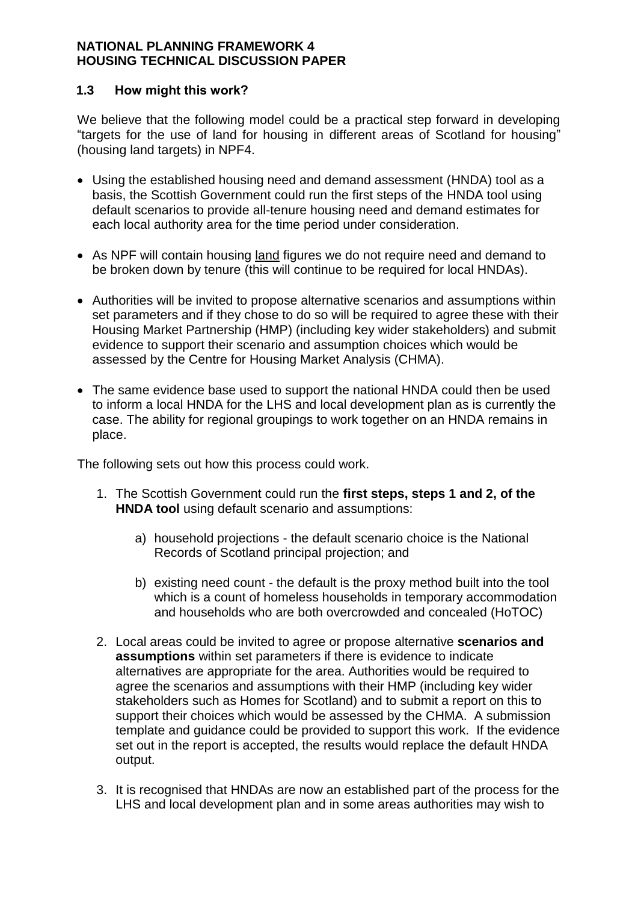**NATIONAL PLANNING FRAMEWORK 4**
**HOUSING TECHNICAL DISCUSSION PAPER**

### 1.3 How might this work?

We believe that the following model could be a practical step forward in developing "targets for the use of land for housing in different areas of Scotland for housing" (housing land targets) in NPF4.

- Using the established housing need and demand assessment (HNDA) tool as a basis, the Scottish Government could run the first steps of the HNDA tool using default scenarios to provide all-tenure housing need and demand estimates for each local authority area for the time period under consideration.
- As NPF will contain housing land figures we do not require need and demand to be broken down by tenure (this will continue to be required for local HNDAs).
- Authorities will be invited to propose alternative scenarios and assumptions within set parameters and if they chose to do so will be required to agree these with their Housing Market Partnership (HMP) (including key wider stakeholders) and submit evidence to support their scenario and assumption choices which would be assessed by the Centre for Housing Market Analysis (CHMA).
- The same evidence base used to support the national HNDA could then be used to inform a local HNDA for the LHS and local development plan as is currently the case. The ability for regional groupings to work together on an HNDA remains in place.

The following sets out how this process could work.

1. The Scottish Government could run the **first steps, steps 1 and 2, of the HNDA tool** using default scenario and assumptions:
    a) household projections - the default scenario choice is the National Records of Scotland principal projection; and
    b) existing need count - the default is the proxy method built into the tool which is a count of homeless households in temporary accommodation and households who are both overcrowded and concealed (HoTOC)
2. Local areas could be invited to agree or propose alternative **scenarios and assumptions** within set parameters if there is evidence to indicate alternatives are appropriate for the area. Authorities would be required to agree the scenarios and assumptions with their HMP (including key wider stakeholders such as Homes for Scotland) and to submit a report on this to support their choices which would be assessed by the CHMA. A submission template and guidance could be provided to support this work. If the evidence set out in the report is accepted, the results would replace the default HNDA output.
3. It is recognised that HNDAs are now an established part of the process for the LHS and local development plan and in some areas authorities may wish to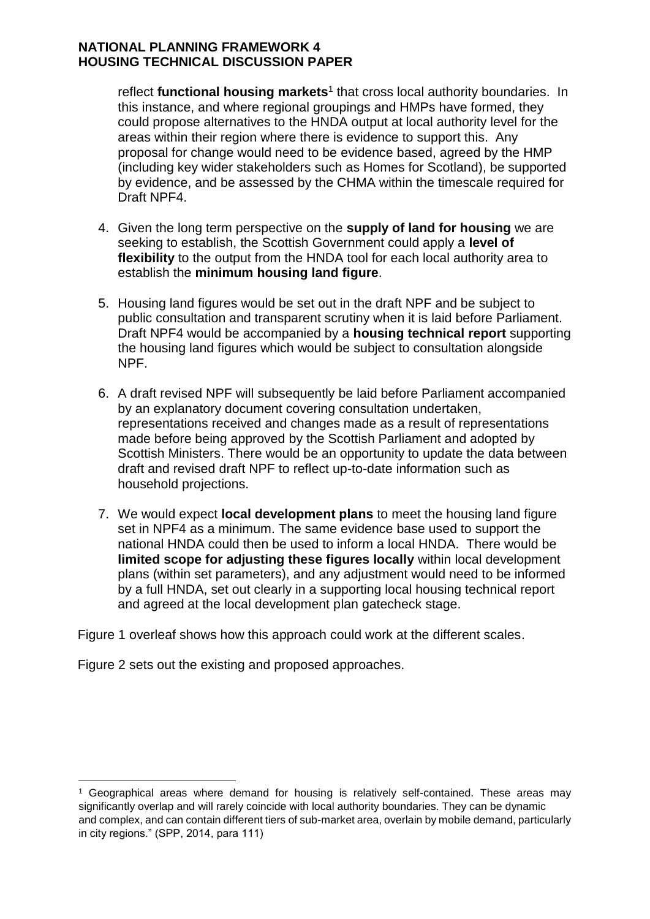reflect **functional housing markets**[1] that cross local authority boundaries. In this instance, and where regional groupings and HMPs have formed, they could propose alternatives to the HNDA output at local authority level for the areas within their region where there is evidence to support this. Any proposal for change would need to be evidence based, agreed by the HMP (including key wider stakeholders such as Homes for Scotland), be supported by evidence, and be assessed by the CHMA within the timescale required for Draft NPF4.

4. Given the long term perspective on the **supply of land for housing** we are seeking to establish, the Scottish Government could apply a **level of flexibility** to the output from the HNDA tool for each local authority area to establish the **minimum housing land figure**.

5. Housing land figures would be set out in the draft NPF and be subject to public consultation and transparent scrutiny when it is laid before Parliament. Draft NPF4 would be accompanied by a **housing technical report** supporting the housing land figures which would be subject to consultation alongside NPF.

6. A draft revised NPF will subsequently be laid before Parliament accompanied by an explanatory document covering consultation undertaken, representations received and changes made as a result of representations made before being approved by the Scottish Parliament and adopted by Scottish Ministers. There would be an opportunity to update the data between draft and revised draft NPF to reflect up-to-date information such as household projections.

7. We would expect **local development plans** to meet the housing land figure set in NPF4 as a minimum. The same evidence base used to support the national HNDA could then be used to inform a local HNDA. There would be **limited scope for adjusting these figures locally** within local development plans (within set parameters), and any adjustment would need to be informed by a full HNDA, set out clearly in a supporting local housing technical report and agreed at the local development plan gatecheck stage.

Figure 1 overleaf shows how this approach could work at the different scales.

Figure 2 sets out the existing and proposed approaches.

---

[1] Geographical areas where demand for housing is relatively self-contained. These areas may significantly overlap and will rarely coincide with local authority boundaries. They can be dynamic and complex, and can contain different tiers of sub-market area, overlain by mobile demand, particularly in city regions." (SPP, 2014, para 111)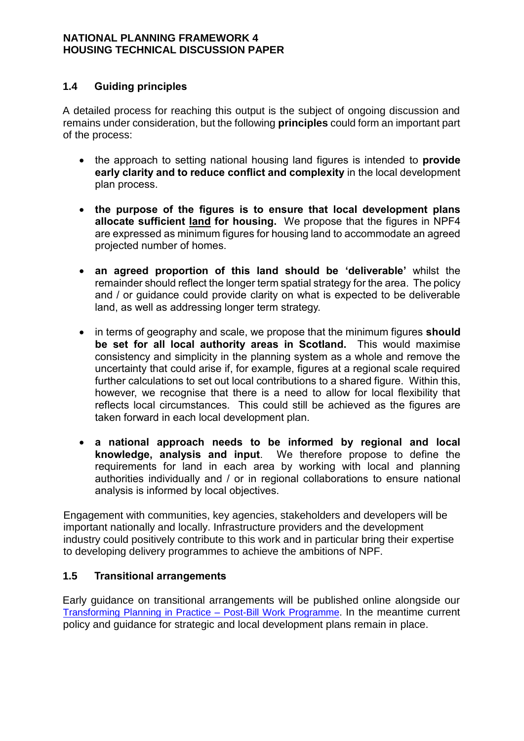### 1.4 Guiding principles

A detailed process for reaching this output is the subject of ongoing discussion and remains under consideration, but the following **principles** could form an important part of the process:

- the approach to setting national housing land figures is intended to **provide early clarity and to reduce conflict and complexity** in the local development plan process.

- **the purpose of the figures is to ensure that local development plans allocate sufficient <u>land</u> for housing.** We propose that the figures in NPF4 are expressed as minimum figures for housing land to accommodate an agreed projected number of homes.

- **an agreed proportion of this land should be 'deliverable'** whilst the remainder should reflect the longer term spatial strategy for the area. The policy and / or guidance could provide clarity on what is expected to be deliverable land, as well as addressing longer term strategy.

- in terms of geography and scale, we propose that the minimum figures **should be set for all local authority areas in Scotland.** This would maximise consistency and simplicity in the planning system as a whole and remove the uncertainty that could arise if, for example, figures at a regional scale required further calculations to set out local contributions to a shared figure. Within this, however, we recognise that there is a need to allow for local flexibility that reflects local circumstances. This could still be achieved as the figures are taken forward in each local development plan.

- **a national approach needs to be informed by regional and local knowledge, analysis and input**. We therefore propose to define the requirements for land in each area by working with local and planning authorities individually and / or in regional collaborations to ensure national analysis is informed by local objectives.

Engagement with communities, key agencies, stakeholders and developers will be important nationally and locally. Infrastructure providers and the development industry could positively contribute to this work and in particular bring their expertise to developing delivery programmes to achieve the ambitions of NPF.

### 1.5 Transitional arrangements

Early guidance on transitional arrangements will be published online alongside our [Transforming Planning in Practice – Post-Bill Work Programme](). In the meantime current policy and guidance for strategic and local development plans remain in place.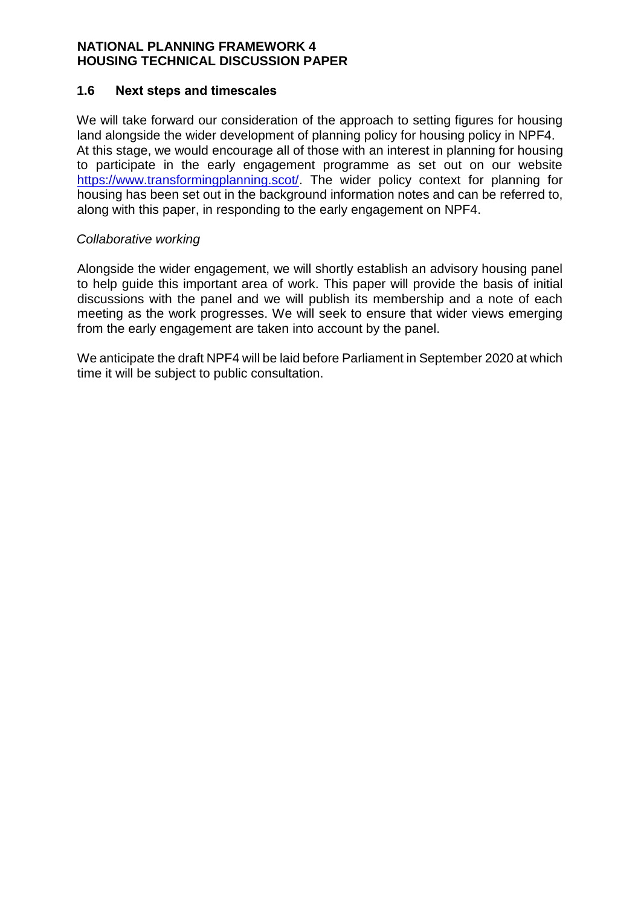## 1.6 Next steps and timescales

We will take forward our consideration of the approach to setting figures for housing land alongside the wider development of planning policy for housing policy in NPF4. At this stage, we would encourage all of those with an interest in planning for housing to participate in the early engagement programme as set out on our website https://www.transformingplanning.scot/. The wider policy context for planning for housing has been set out in the background information notes and can be referred to, along with this paper, in responding to the early engagement on NPF4.

*Collaborative working*

Alongside the wider engagement, we will shortly establish an advisory housing panel to help guide this important area of work. This paper will provide the basis of initial discussions with the panel and we will publish its membership and a note of each meeting as the work progresses. We will seek to ensure that wider views emerging from the early engagement are taken into account by the panel.

We anticipate the draft NPF4 will be laid before Parliament in September 2020 at which time it will be subject to public consultation.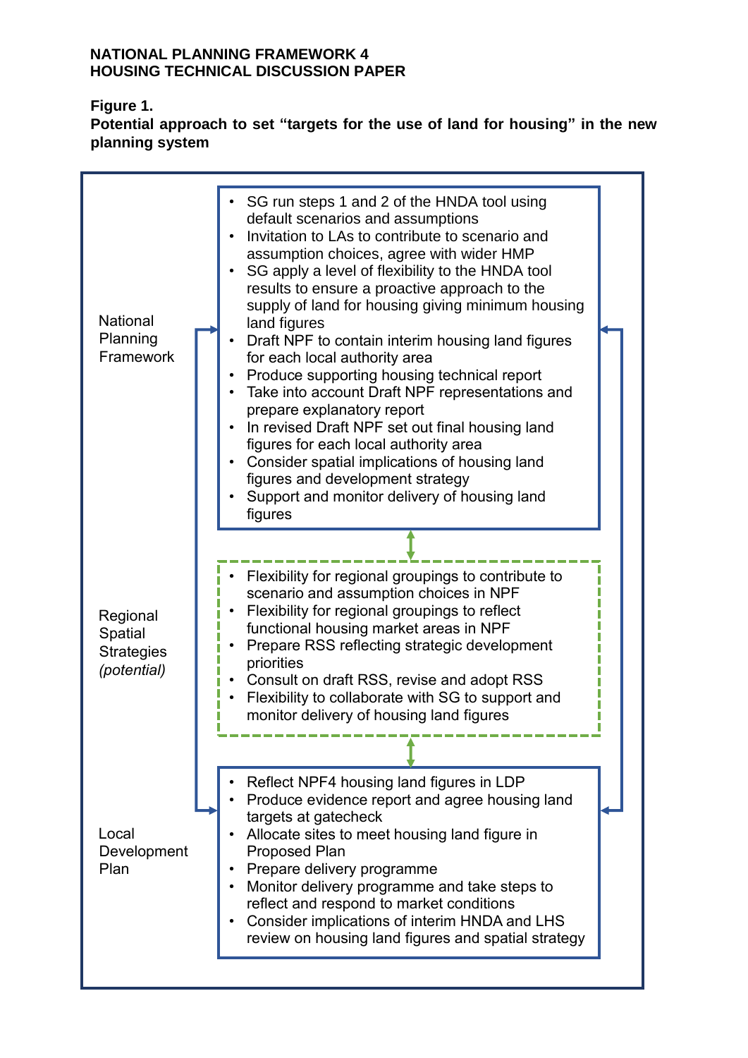**NATIONAL PLANNING FRAMEWORK 4**
**HOUSING TECHNICAL DISCUSSION PAPER**

**Figure 1.**
**Potential approach to set "targets for the use of land for housing" in the new planning system**

**National Planning Framework**

- SG run steps 1 and 2 of the HNDA tool using default scenarios and assumptions
- Invitation to LAs to contribute to scenario and assumption choices, agree with wider HMP
- SG apply a level of flexibility to the HNDA tool results to ensure a proactive approach to the supply of land for housing giving minimum housing land figures
- Draft NPF to contain interim housing land figures for each local authority area
- Produce supporting housing technical report
- Take into account Draft NPF representations and prepare explanatory report
- In revised Draft NPF set out final housing land figures for each local authority area
- Consider spatial implications of housing land figures and development strategy
- Support and monitor delivery of housing land figures

**Regional Spatial Strategies *(potential)***

- Flexibility for regional groupings to contribute to scenario and assumption choices in NPF
- Flexibility for regional groupings to reflect functional housing market areas in NPF
- Prepare RSS reflecting strategic development priorities
- Consult on draft RSS, revise and adopt RSS
- Flexibility to collaborate with SG to support and monitor delivery of housing land figures

**Local Development Plan**

- Reflect NPF4 housing land figures in LDP
- Produce evidence report and agree housing land targets at gatecheck
- Allocate sites to meet housing land figure in Proposed Plan
- Prepare delivery programme
- Monitor delivery programme and take steps to reflect and respond to market conditions
- Consider implications of interim HNDA and LHS review on housing land figures and spatial strategy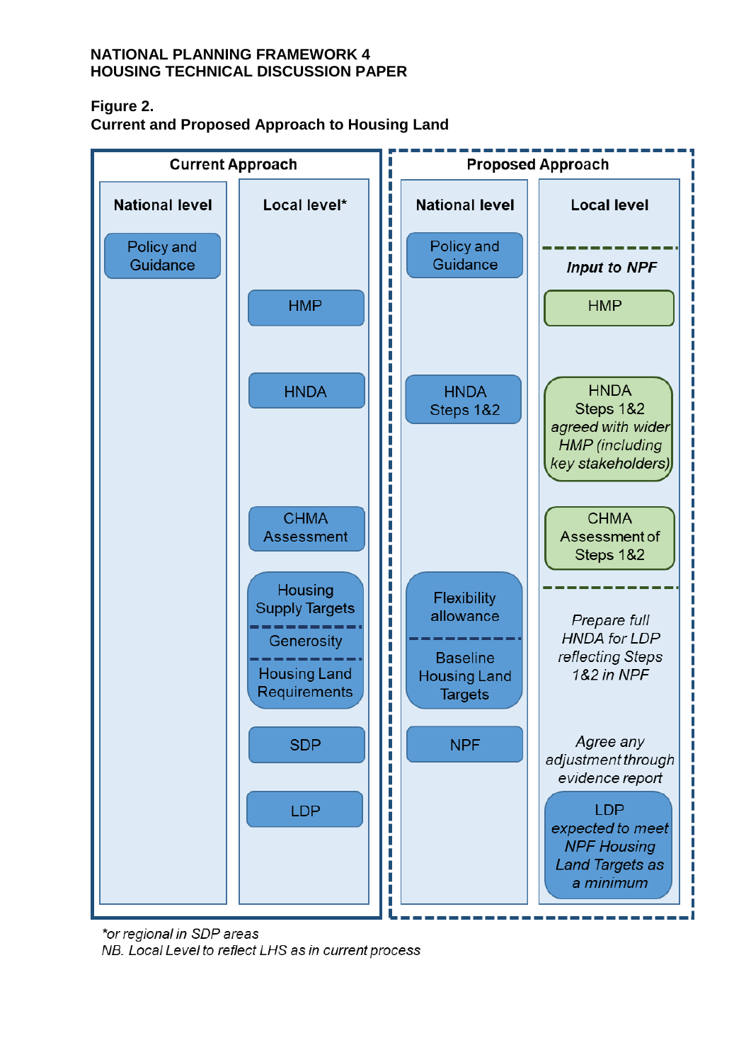NATIONAL PLANNING FRAMEWORK 4
HOUSING TECHNICAL DISCUSSION PAPER

**Figure 2.**
**Current and Proposed Approach to Housing Land**

**Current Approach**

| National level | Local level* |
| --- | --- |
| Policy and Guidance | |
| | HMP |
| | HNDA |
| | CHMA Assessment |
| | Housing Supply Targets / Generosity / Housing Land Requirements |
| | SDP |
| | LDP |

**Proposed Approach**

| National level | Local level |
| --- | --- |
| Policy and Guidance | *Input to NPF* |
| | HMP |
| HNDA Steps 1&2 | HNDA Steps 1&2 *agreed with wider HMP (including key stakeholders)* |
| | CHMA Assessment of Steps 1&2 |
| Flexibility allowance / Baseline Housing Land Targets | *Prepare full HNDA for LDP reflecting Steps 1&2 in NPF* |
| NPF | *Agree any adjustment through evidence report* |
| | LDP *expected to meet NPF Housing Land Targets as a minimum* |

*\*or regional in SDP areas*
*NB. Local Level to reflect LHS as in current process*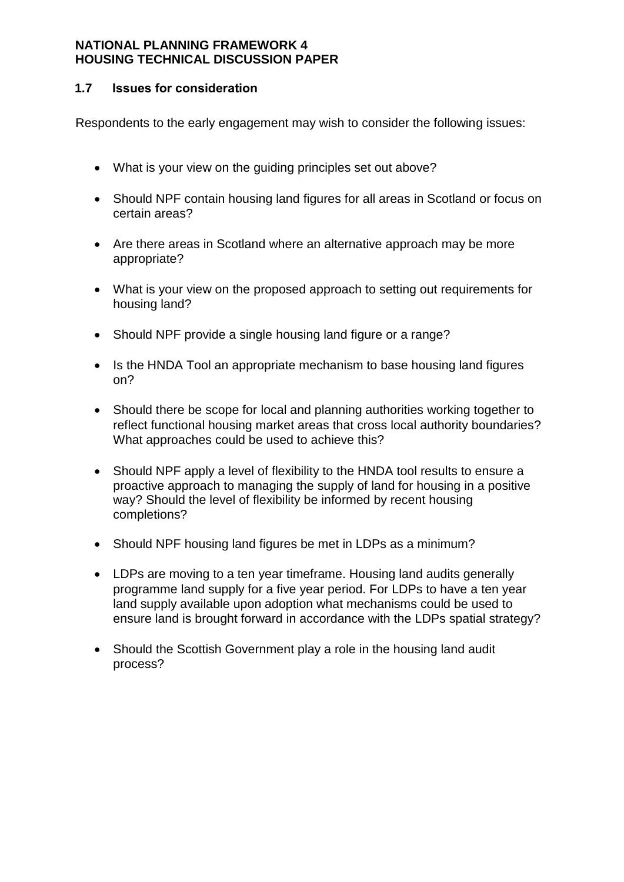## 1.7 Issues for consideration

Respondents to the early engagement may wish to consider the following issues:

- What is your view on the guiding principles set out above?
- Should NPF contain housing land figures for all areas in Scotland or focus on certain areas?
- Are there areas in Scotland where an alternative approach may be more appropriate?
- What is your view on the proposed approach to setting out requirements for housing land?
- Should NPF provide a single housing land figure or a range?
- Is the HNDA Tool an appropriate mechanism to base housing land figures on?
- Should there be scope for local and planning authorities working together to reflect functional housing market areas that cross local authority boundaries? What approaches could be used to achieve this?
- Should NPF apply a level of flexibility to the HNDA tool results to ensure a proactive approach to managing the supply of land for housing in a positive way? Should the level of flexibility be informed by recent housing completions?
- Should NPF housing land figures be met in LDPs as a minimum?
- LDPs are moving to a ten year timeframe. Housing land audits generally programme land supply for a five year period. For LDPs to have a ten year land supply available upon adoption what mechanisms could be used to ensure land is brought forward in accordance with the LDPs spatial strategy?
- Should the Scottish Government play a role in the housing land audit process?